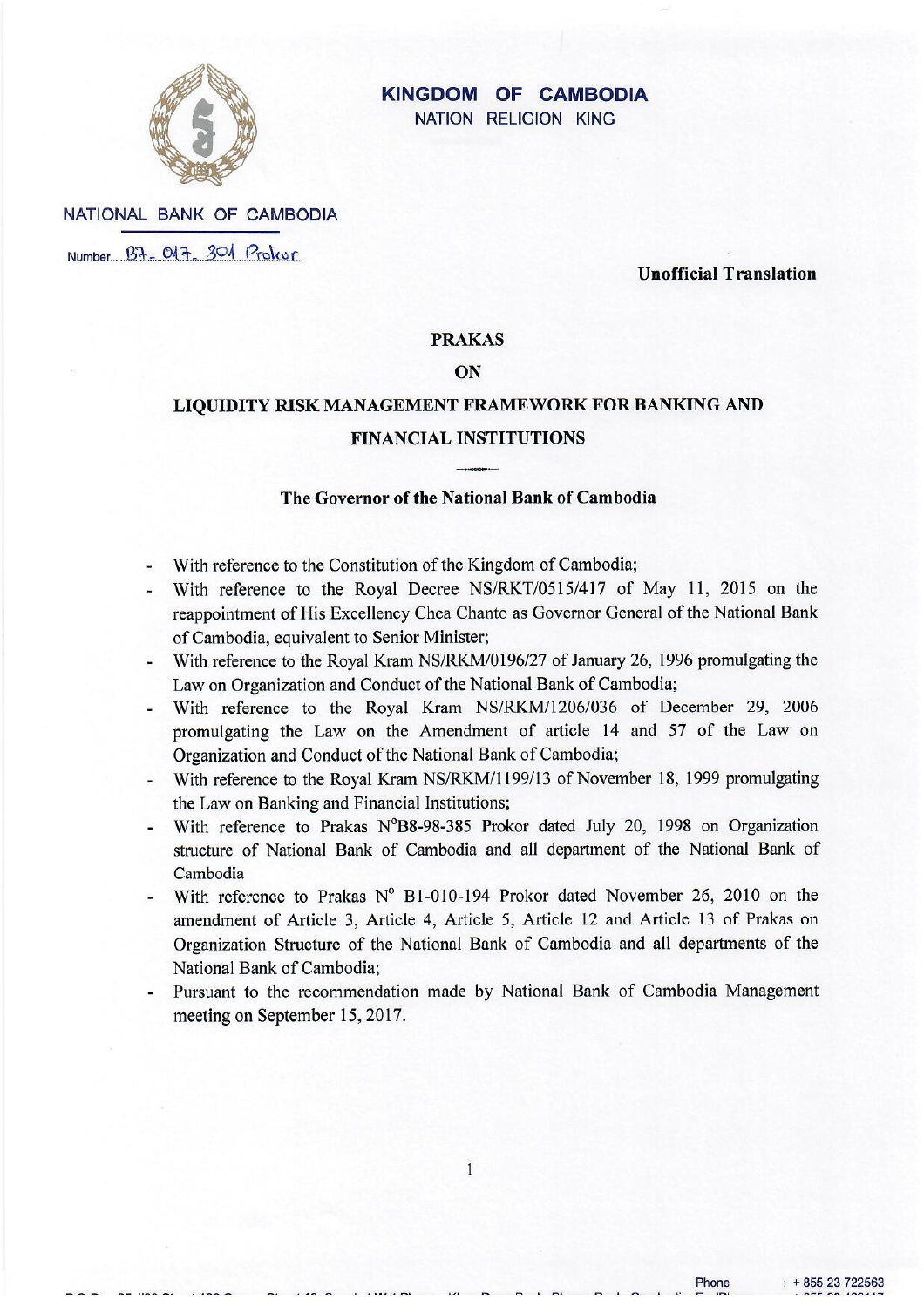**KINGDOM OF CAMBODIA**
NATION RELIGION KING

NATIONAL BANK OF CAMBODIA

Number B7-017-301 Prokor

**Unofficial Translation**

# PRAKAS

# ON

# LIQUIDITY RISK MANAGEMENT FRAMEWORK FOR BANKING AND FINANCIAL INSTITUTIONS

**The Governor of the National Bank of Cambodia**

- With reference to the Constitution of the Kingdom of Cambodia;
- With reference to the Royal Decree NS/RKT/0515/417 of May 11, 2015 on the reappointment of His Excellency Chea Chanto as Governor General of the National Bank of Cambodia, equivalent to Senior Minister;
- With reference to the Royal Kram NS/RKM/0196/27 of January 26, 1996 promulgating the Law on Organization and Conduct of the National Bank of Cambodia;
- With reference to the Royal Kram NS/RKM/1206/036 of December 29, 2006 promulgating the Law on the Amendment of article 14 and 57 of the Law on Organization and Conduct of the National Bank of Cambodia;
- With reference to the Royal Kram NS/RKM/1199/13 of November 18, 1999 promulgating the Law on Banking and Financial Institutions;
- With reference to Prakas N°B8-98-385 Prokor dated July 20, 1998 on Organization structure of National Bank of Cambodia and all department of the National Bank of Cambodia
- With reference to Prakas N° B1-010-194 Prokor dated November 26, 2010 on the amendment of Article 3, Article 4, Article 5, Article 12 and Article 13 of Prakas on Organization Structure of the National Bank of Cambodia and all departments of the National Bank of Cambodia;
- Pursuant to the recommendation made by National Bank of Cambodia Management meeting on September 15, 2017.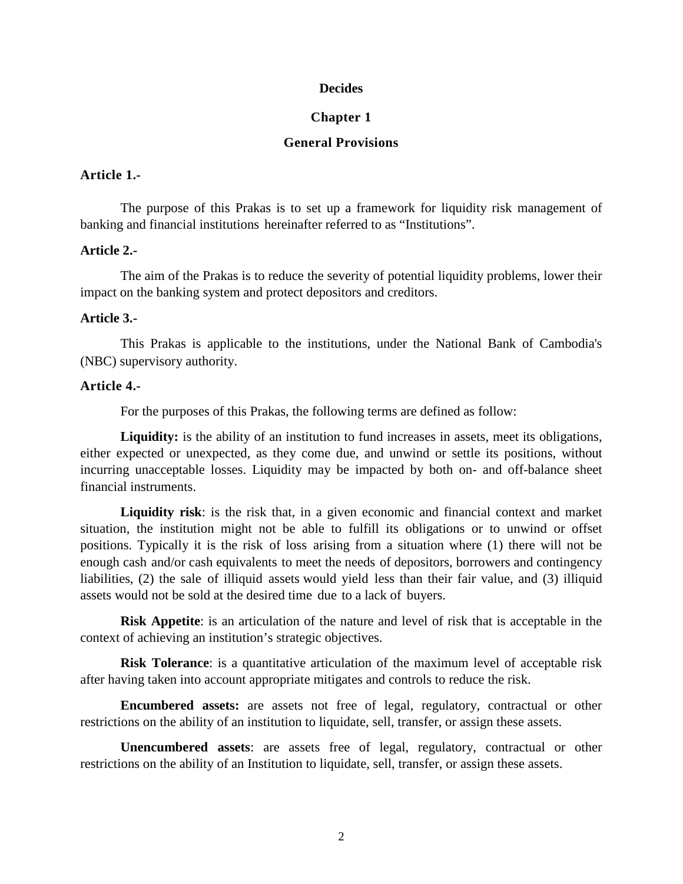**Decides**

## Chapter 1

## General Provisions

### Article 1.-

The purpose of this Prakas is to set up a framework for liquidity risk management of banking and financial institutions hereinafter referred to as "Institutions".

### Article 2.-

The aim of the Prakas is to reduce the severity of potential liquidity problems, lower their impact on the banking system and protect depositors and creditors.

### Article 3.-

This Prakas is applicable to the institutions, under the National Bank of Cambodia's (NBC) supervisory authority.

### Article 4.-

For the purposes of this Prakas, the following terms are defined as follow:

**Liquidity:** is the ability of an institution to fund increases in assets, meet its obligations, either expected or unexpected, as they come due, and unwind or settle its positions, without incurring unacceptable losses. Liquidity may be impacted by both on- and off-balance sheet financial instruments.

**Liquidity risk**: is the risk that, in a given economic and financial context and market situation, the institution might not be able to fulfill its obligations or to unwind or offset positions. Typically it is the risk of loss arising from a situation where (1) there will not be enough cash and/or cash equivalents to meet the needs of depositors, borrowers and contingency liabilities, (2) the sale of illiquid assets would yield less than their fair value, and (3) illiquid assets would not be sold at the desired time due to a lack of buyers.

**Risk Appetite**: is an articulation of the nature and level of risk that is acceptable in the context of achieving an institution's strategic objectives.

**Risk Tolerance**: is a quantitative articulation of the maximum level of acceptable risk after having taken into account appropriate mitigates and controls to reduce the risk.

**Encumbered assets:** are assets not free of legal, regulatory, contractual or other restrictions on the ability of an institution to liquidate, sell, transfer, or assign these assets.

**Unencumbered assets**: are assets free of legal, regulatory, contractual or other restrictions on the ability of an Institution to liquidate, sell, transfer, or assign these assets.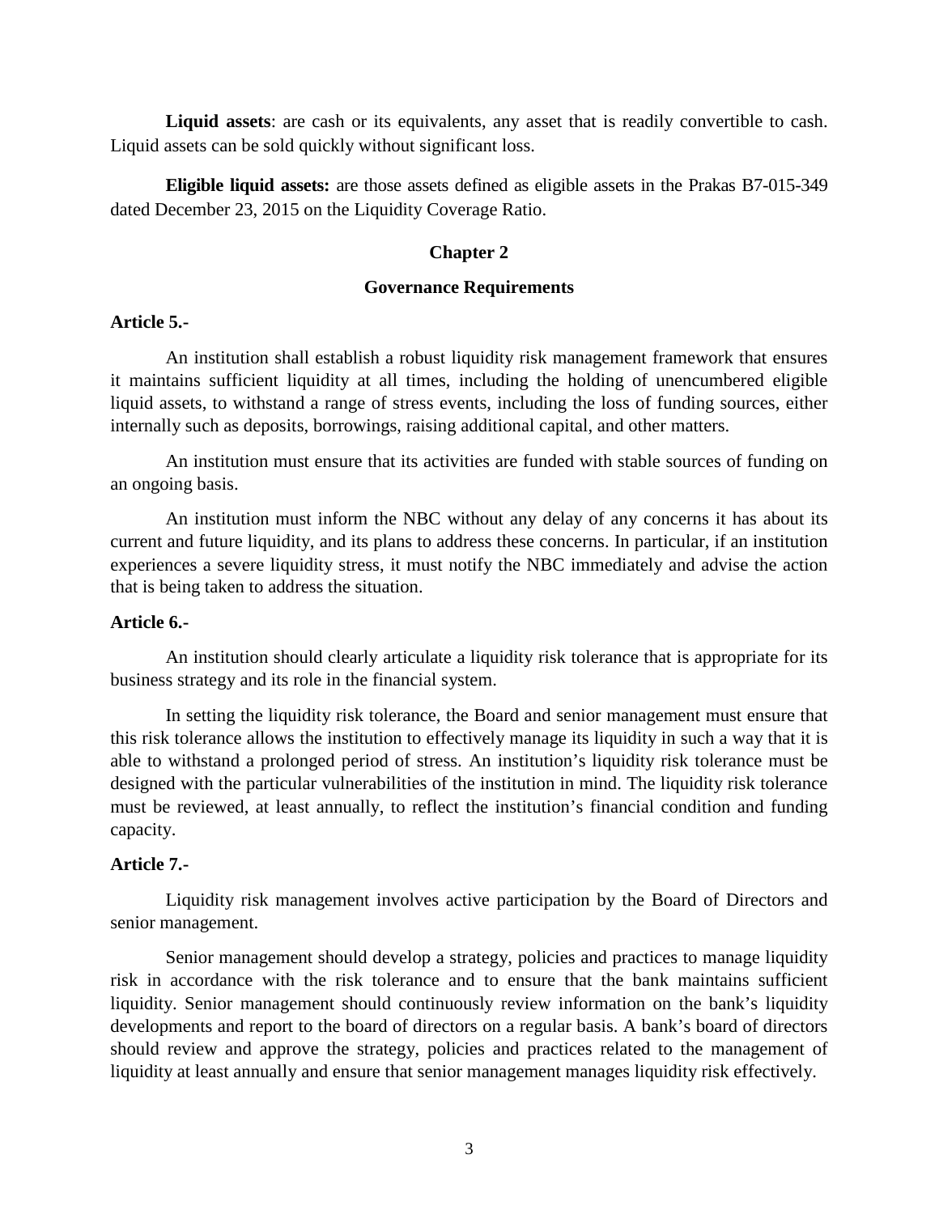**Liquid assets**: are cash or its equivalents, any asset that is readily convertible to cash. Liquid assets can be sold quickly without significant loss.

**Eligible liquid assets:** are those assets defined as eligible assets in the Prakas B7-015-349 dated December 23, 2015 on the Liquidity Coverage Ratio.

## Chapter 2

## Governance Requirements

**Article 5.-**

An institution shall establish a robust liquidity risk management framework that ensures it maintains sufficient liquidity at all times, including the holding of unencumbered eligible liquid assets, to withstand a range of stress events, including the loss of funding sources, either internally such as deposits, borrowings, raising additional capital, and other matters.

An institution must ensure that its activities are funded with stable sources of funding on an ongoing basis.

An institution must inform the NBC without any delay of any concerns it has about its current and future liquidity, and its plans to address these concerns. In particular, if an institution experiences a severe liquidity stress, it must notify the NBC immediately and advise the action that is being taken to address the situation.

**Article 6.-**

An institution should clearly articulate a liquidity risk tolerance that is appropriate for its business strategy and its role in the financial system.

In setting the liquidity risk tolerance, the Board and senior management must ensure that this risk tolerance allows the institution to effectively manage its liquidity in such a way that it is able to withstand a prolonged period of stress. An institution's liquidity risk tolerance must be designed with the particular vulnerabilities of the institution in mind. The liquidity risk tolerance must be reviewed, at least annually, to reflect the institution's financial condition and funding capacity.

**Article 7.-**

Liquidity risk management involves active participation by the Board of Directors and senior management.

Senior management should develop a strategy, policies and practices to manage liquidity risk in accordance with the risk tolerance and to ensure that the bank maintains sufficient liquidity. Senior management should continuously review information on the bank's liquidity developments and report to the board of directors on a regular basis. A bank's board of directors should review and approve the strategy, policies and practices related to the management of liquidity at least annually and ensure that senior management manages liquidity risk effectively.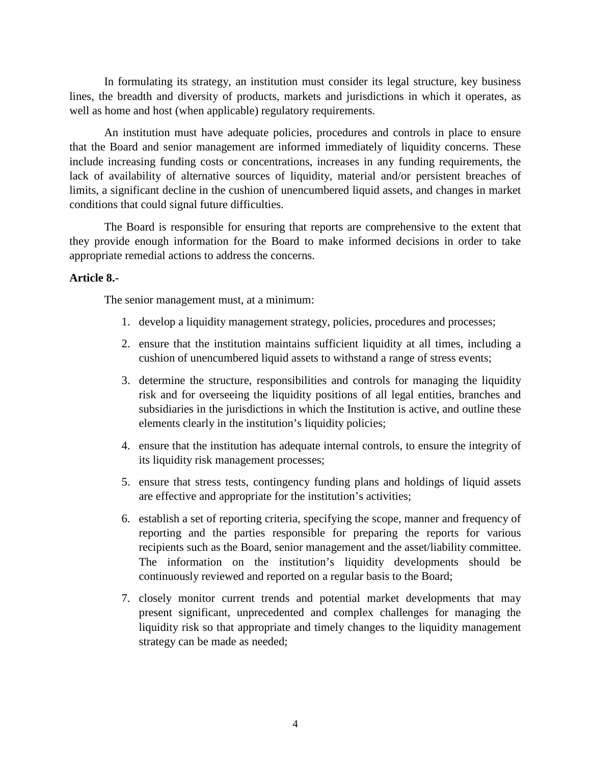In formulating its strategy, an institution must consider its legal structure, key business lines, the breadth and diversity of products, markets and jurisdictions in which it operates, as well as home and host (when applicable) regulatory requirements.

An institution must have adequate policies, procedures and controls in place to ensure that the Board and senior management are informed immediately of liquidity concerns. These include increasing funding costs or concentrations, increases in any funding requirements, the lack of availability of alternative sources of liquidity, material and/or persistent breaches of limits, a significant decline in the cushion of unencumbered liquid assets, and changes in market conditions that could signal future difficulties.

The Board is responsible for ensuring that reports are comprehensive to the extent that they provide enough information for the Board to make informed decisions in order to take appropriate remedial actions to address the concerns.

**Article 8.-**

The senior management must, at a minimum:

1. develop a liquidity management strategy, policies, procedures and processes;
2. ensure that the institution maintains sufficient liquidity at all times, including a cushion of unencumbered liquid assets to withstand a range of stress events;
3. determine the structure, responsibilities and controls for managing the liquidity risk and for overseeing the liquidity positions of all legal entities, branches and subsidiaries in the jurisdictions in which the Institution is active, and outline these elements clearly in the institution's liquidity policies;
4. ensure that the institution has adequate internal controls, to ensure the integrity of its liquidity risk management processes;
5. ensure that stress tests, contingency funding plans and holdings of liquid assets are effective and appropriate for the institution's activities;
6. establish a set of reporting criteria, specifying the scope, manner and frequency of reporting and the parties responsible for preparing the reports for various recipients such as the Board, senior management and the asset/liability committee. The information on the institution's liquidity developments should be continuously reviewed and reported on a regular basis to the Board;
7. closely monitor current trends and potential market developments that may present significant, unprecedented and complex challenges for managing the liquidity risk so that appropriate and timely changes to the liquidity management strategy can be made as needed;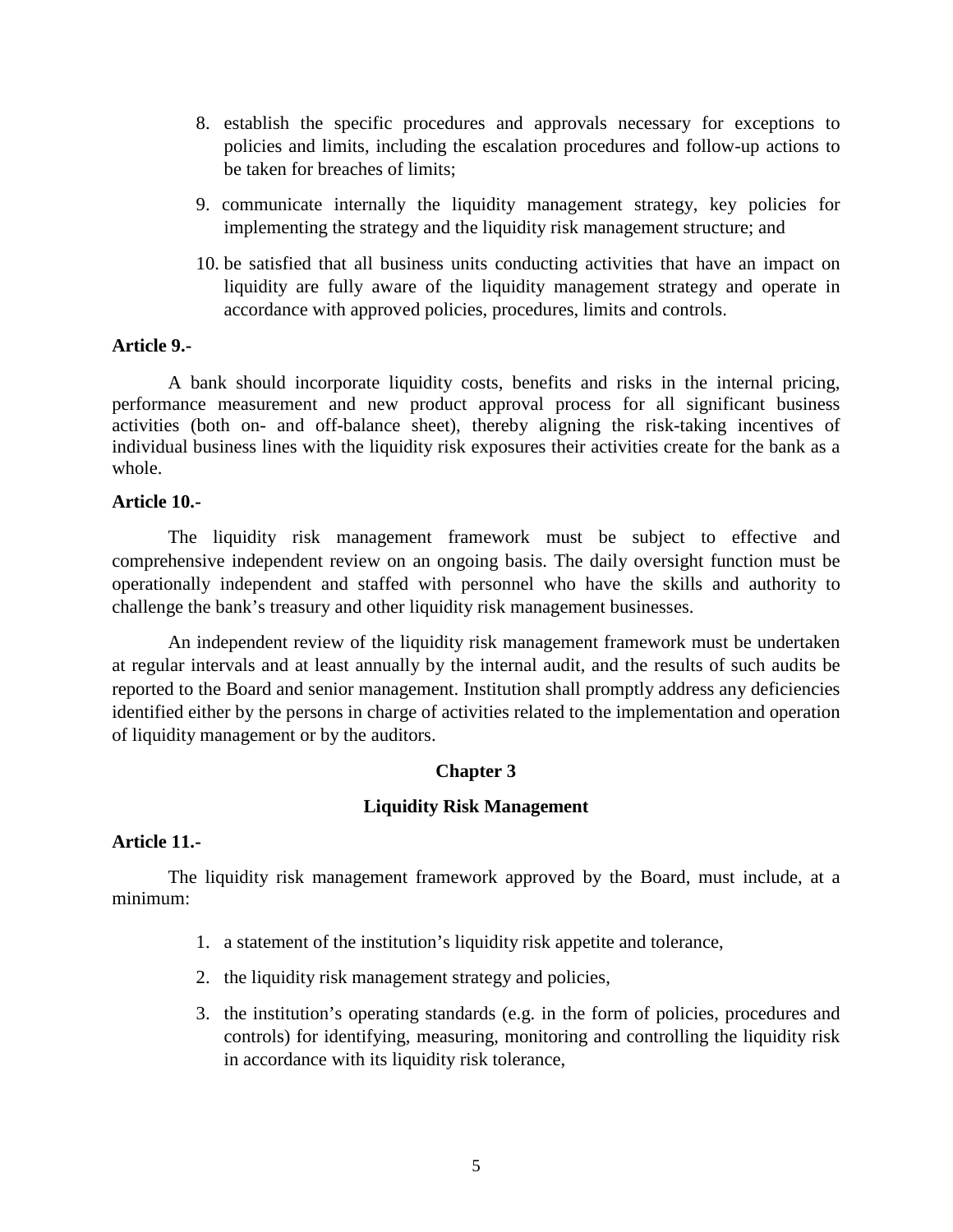8. establish the specific procedures and approvals necessary for exceptions to policies and limits, including the escalation procedures and follow-up actions to be taken for breaches of limits;
9. communicate internally the liquidity management strategy, key policies for implementing the strategy and the liquidity risk management structure; and
10. be satisfied that all business units conducting activities that have an impact on liquidity are fully aware of the liquidity management strategy and operate in accordance with approved policies, procedures, limits and controls.

**Article 9.-**

A bank should incorporate liquidity costs, benefits and risks in the internal pricing, performance measurement and new product approval process for all significant business activities (both on- and off-balance sheet), thereby aligning the risk-taking incentives of individual business lines with the liquidity risk exposures their activities create for the bank as a whole.

**Article 10.-**

The liquidity risk management framework must be subject to effective and comprehensive independent review on an ongoing basis. The daily oversight function must be operationally independent and staffed with personnel who have the skills and authority to challenge the bank's treasury and other liquidity risk management businesses.

An independent review of the liquidity risk management framework must be undertaken at regular intervals and at least annually by the internal audit, and the results of such audits be reported to the Board and senior management. Institution shall promptly address any deficiencies identified either by the persons in charge of activities related to the implementation and operation of liquidity management or by the auditors.

## Chapter 3

## Liquidity Risk Management

**Article 11.-**

The liquidity risk management framework approved by the Board, must include, at a minimum:

1. a statement of the institution's liquidity risk appetite and tolerance,
2. the liquidity risk management strategy and policies,
3. the institution's operating standards (e.g. in the form of policies, procedures and controls) for identifying, measuring, monitoring and controlling the liquidity risk in accordance with its liquidity risk tolerance,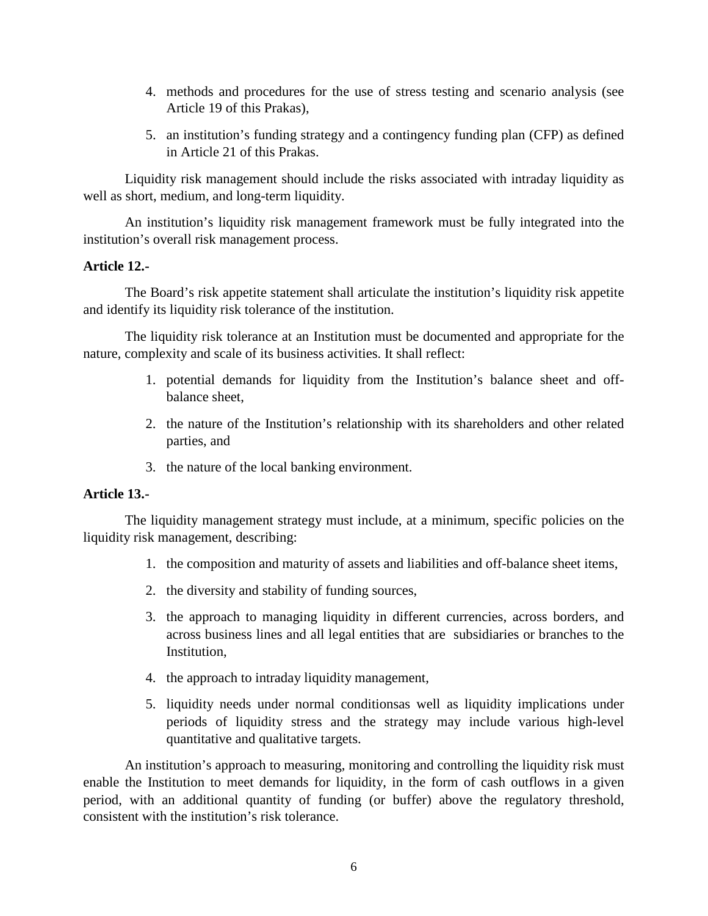4. methods and procedures for the use of stress testing and scenario analysis (see Article 19 of this Prakas),

5. an institution's funding strategy and a contingency funding plan (CFP) as defined in Article 21 of this Prakas.

Liquidity risk management should include the risks associated with intraday liquidity as well as short, medium, and long-term liquidity.

An institution's liquidity risk management framework must be fully integrated into the institution's overall risk management process.

**Article 12.-**

The Board's risk appetite statement shall articulate the institution's liquidity risk appetite and identify its liquidity risk tolerance of the institution.

The liquidity risk tolerance at an Institution must be documented and appropriate for the nature, complexity and scale of its business activities. It shall reflect:

1. potential demands for liquidity from the Institution's balance sheet and off-balance sheet,
2. the nature of the Institution's relationship with its shareholders and other related parties, and
3. the nature of the local banking environment.

**Article 13.-**

The liquidity management strategy must include, at a minimum, specific policies on the liquidity risk management, describing:

1. the composition and maturity of assets and liabilities and off-balance sheet items,
2. the diversity and stability of funding sources,
3. the approach to managing liquidity in different currencies, across borders, and across business lines and all legal entities that are subsidiaries or branches to the Institution,
4. the approach to intraday liquidity management,
5. liquidity needs under normal conditionsas well as liquidity implications under periods of liquidity stress and the strategy may include various high-level quantitative and qualitative targets.

An institution's approach to measuring, monitoring and controlling the liquidity risk must enable the Institution to meet demands for liquidity, in the form of cash outflows in a given period, with an additional quantity of funding (or buffer) above the regulatory threshold, consistent with the institution's risk tolerance.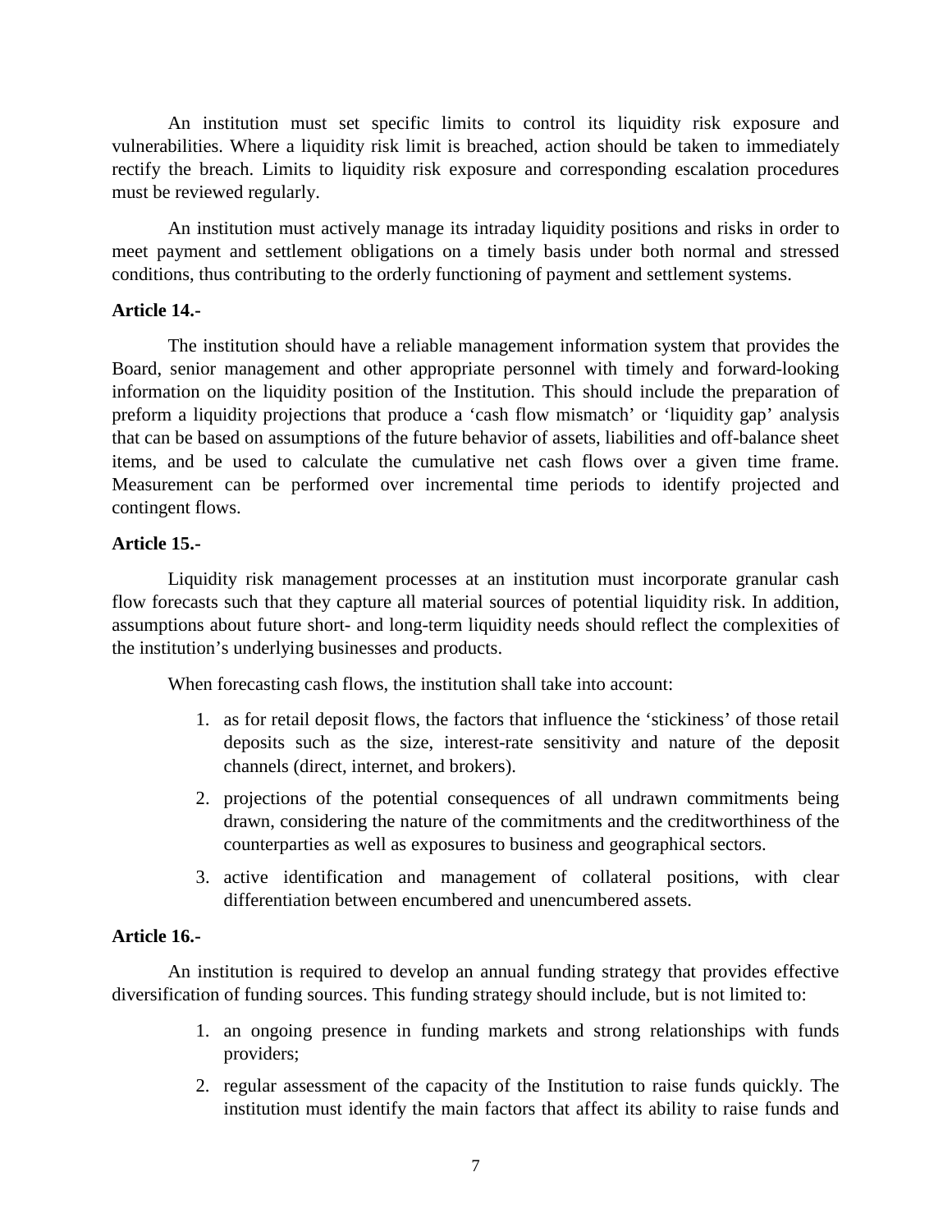An institution must set specific limits to control its liquidity risk exposure and vulnerabilities. Where a liquidity risk limit is breached, action should be taken to immediately rectify the breach. Limits to liquidity risk exposure and corresponding escalation procedures must be reviewed regularly.

An institution must actively manage its intraday liquidity positions and risks in order to meet payment and settlement obligations on a timely basis under both normal and stressed conditions, thus contributing to the orderly functioning of payment and settlement systems.

**Article 14.-**

The institution should have a reliable management information system that provides the Board, senior management and other appropriate personnel with timely and forward-looking information on the liquidity position of the Institution. This should include the preparation of preform a liquidity projections that produce a 'cash flow mismatch' or 'liquidity gap' analysis that can be based on assumptions of the future behavior of assets, liabilities and off-balance sheet items, and be used to calculate the cumulative net cash flows over a given time frame. Measurement can be performed over incremental time periods to identify projected and contingent flows.

**Article 15.-**

Liquidity risk management processes at an institution must incorporate granular cash flow forecasts such that they capture all material sources of potential liquidity risk. In addition, assumptions about future short- and long-term liquidity needs should reflect the complexities of the institution's underlying businesses and products.

When forecasting cash flows, the institution shall take into account:

1. as for retail deposit flows, the factors that influence the 'stickiness' of those retail deposits such as the size, interest-rate sensitivity and nature of the deposit channels (direct, internet, and brokers).
2. projections of the potential consequences of all undrawn commitments being drawn, considering the nature of the commitments and the creditworthiness of the counterparties as well as exposures to business and geographical sectors.
3. active identification and management of collateral positions, with clear differentiation between encumbered and unencumbered assets.

**Article 16.-**

An institution is required to develop an annual funding strategy that provides effective diversification of funding sources. This funding strategy should include, but is not limited to:

1. an ongoing presence in funding markets and strong relationships with funds providers;
2. regular assessment of the capacity of the Institution to raise funds quickly. The institution must identify the main factors that affect its ability to raise funds and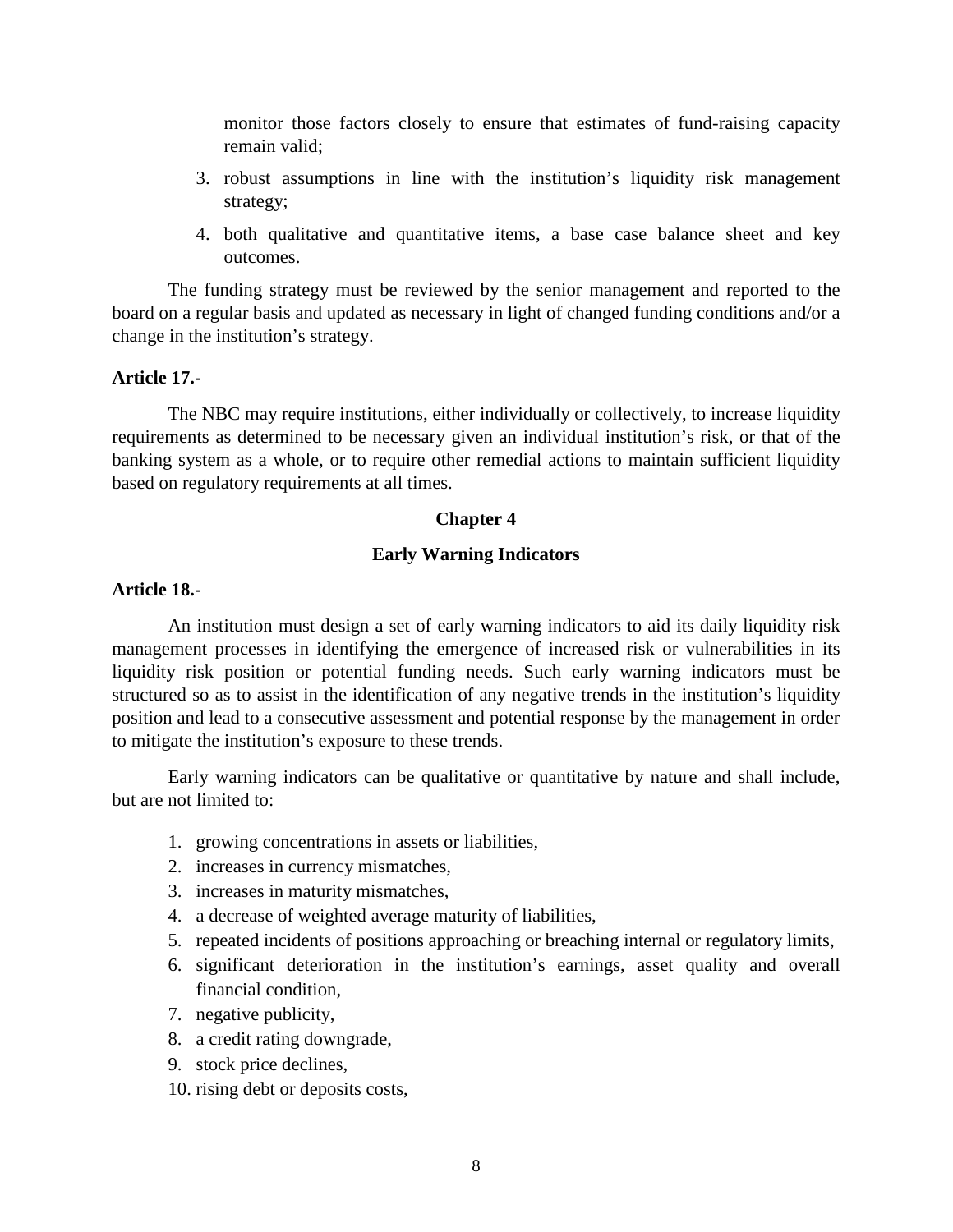monitor those factors closely to ensure that estimates of fund-raising capacity remain valid;

3. robust assumptions in line with the institution's liquidity risk management strategy;
4. both qualitative and quantitative items, a base case balance sheet and key outcomes.

The funding strategy must be reviewed by the senior management and reported to the board on a regular basis and updated as necessary in light of changed funding conditions and/or a change in the institution's strategy.

**Article 17.-**

The NBC may require institutions, either individually or collectively, to increase liquidity requirements as determined to be necessary given an individual institution's risk, or that of the banking system as a whole, or to require other remedial actions to maintain sufficient liquidity based on regulatory requirements at all times.

## Chapter 4

## Early Warning Indicators

**Article 18.-**

An institution must design a set of early warning indicators to aid its daily liquidity risk management processes in identifying the emergence of increased risk or vulnerabilities in its liquidity risk position or potential funding needs. Such early warning indicators must be structured so as to assist in the identification of any negative trends in the institution's liquidity position and lead to a consecutive assessment and potential response by the management in order to mitigate the institution's exposure to these trends.

Early warning indicators can be qualitative or quantitative by nature and shall include, but are not limited to:

1. growing concentrations in assets or liabilities,
2. increases in currency mismatches,
3. increases in maturity mismatches,
4. a decrease of weighted average maturity of liabilities,
5. repeated incidents of positions approaching or breaching internal or regulatory limits,
6. significant deterioration in the institution's earnings, asset quality and overall financial condition,
7. negative publicity,
8. a credit rating downgrade,
9. stock price declines,
10. rising debt or deposits costs,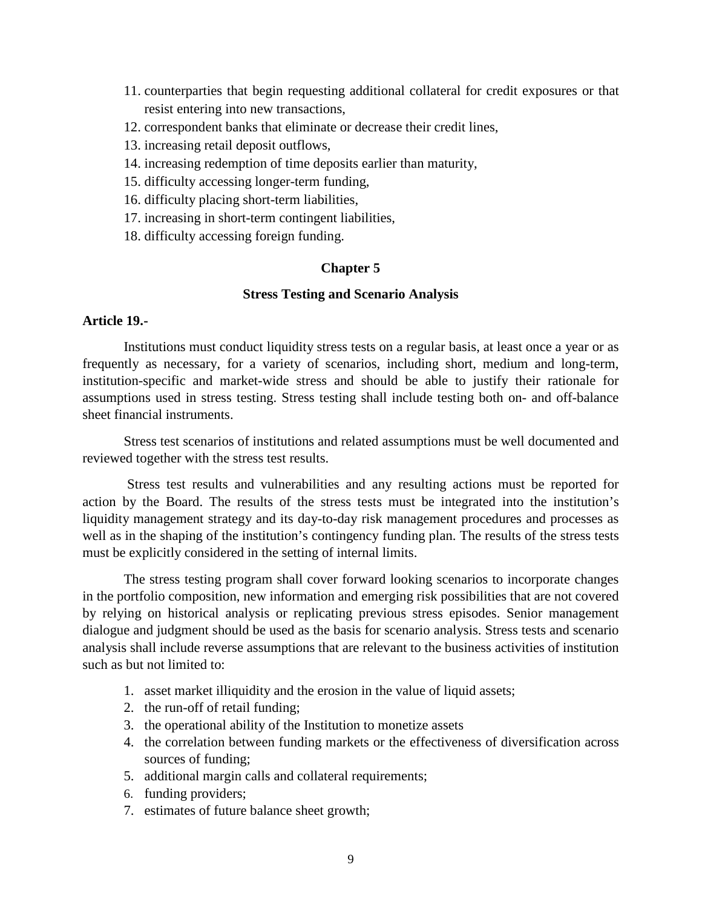11. counterparties that begin requesting additional collateral for credit exposures or that resist entering into new transactions,
12. correspondent banks that eliminate or decrease their credit lines,
13. increasing retail deposit outflows,
14. increasing redemption of time deposits earlier than maturity,
15. difficulty accessing longer-term funding,
16. difficulty placing short-term liabilities,
17. increasing in short-term contingent liabilities,
18. difficulty accessing foreign funding.

## Chapter 5

## Stress Testing and Scenario Analysis

**Article 19.-**

Institutions must conduct liquidity stress tests on a regular basis, at least once a year or as frequently as necessary, for a variety of scenarios, including short, medium and long-term, institution-specific and market-wide stress and should be able to justify their rationale for assumptions used in stress testing. Stress testing shall include testing both on- and off-balance sheet financial instruments.

Stress test scenarios of institutions and related assumptions must be well documented and reviewed together with the stress test results.

Stress test results and vulnerabilities and any resulting actions must be reported for action by the Board. The results of the stress tests must be integrated into the institution's liquidity management strategy and its day-to-day risk management procedures and processes as well as in the shaping of the institution's contingency funding plan. The results of the stress tests must be explicitly considered in the setting of internal limits.

The stress testing program shall cover forward looking scenarios to incorporate changes in the portfolio composition, new information and emerging risk possibilities that are not covered by relying on historical analysis or replicating previous stress episodes. Senior management dialogue and judgment should be used as the basis for scenario analysis. Stress tests and scenario analysis shall include reverse assumptions that are relevant to the business activities of institution such as but not limited to:

1. asset market illiquidity and the erosion in the value of liquid assets;
2. the run-off of retail funding;
3. the operational ability of the Institution to monetize assets
4. the correlation between funding markets or the effectiveness of diversification across sources of funding;
5. additional margin calls and collateral requirements;
6. funding providers;
7. estimates of future balance sheet growth;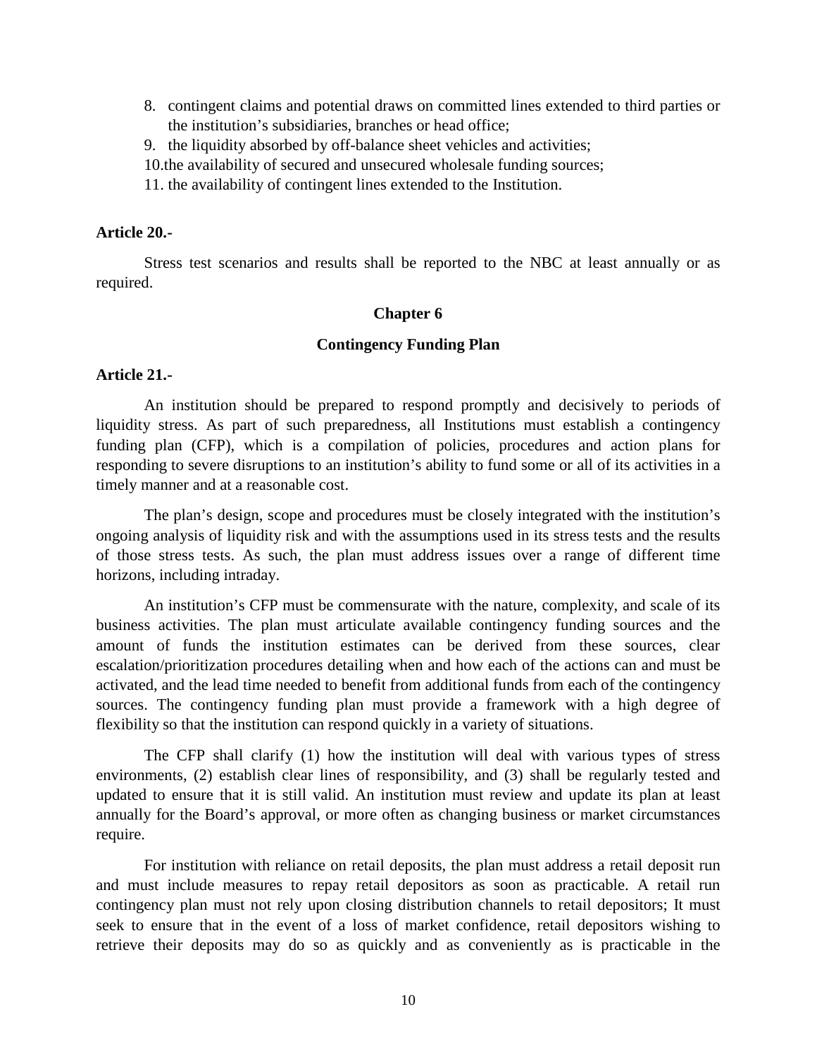8. contingent claims and potential draws on committed lines extended to third parties or the institution's subsidiaries, branches or head office;
9. the liquidity absorbed by off-balance sheet vehicles and activities;
10. the availability of secured and unsecured wholesale funding sources;
11. the availability of contingent lines extended to the Institution.

**Article 20.-**

Stress test scenarios and results shall be reported to the NBC at least annually or as required.

## Chapter 6

## Contingency Funding Plan

**Article 21.-**

An institution should be prepared to respond promptly and decisively to periods of liquidity stress. As part of such preparedness, all Institutions must establish a contingency funding plan (CFP), which is a compilation of policies, procedures and action plans for responding to severe disruptions to an institution's ability to fund some or all of its activities in a timely manner and at a reasonable cost.

The plan's design, scope and procedures must be closely integrated with the institution's ongoing analysis of liquidity risk and with the assumptions used in its stress tests and the results of those stress tests. As such, the plan must address issues over a range of different time horizons, including intraday.

An institution's CFP must be commensurate with the nature, complexity, and scale of its business activities. The plan must articulate available contingency funding sources and the amount of funds the institution estimates can be derived from these sources, clear escalation/prioritization procedures detailing when and how each of the actions can and must be activated, and the lead time needed to benefit from additional funds from each of the contingency sources. The contingency funding plan must provide a framework with a high degree of flexibility so that the institution can respond quickly in a variety of situations.

The CFP shall clarify (1) how the institution will deal with various types of stress environments, (2) establish clear lines of responsibility, and (3) shall be regularly tested and updated to ensure that it is still valid. An institution must review and update its plan at least annually for the Board's approval, or more often as changing business or market circumstances require.

For institution with reliance on retail deposits, the plan must address a retail deposit run and must include measures to repay retail depositors as soon as practicable. A retail run contingency plan must not rely upon closing distribution channels to retail depositors; It must seek to ensure that in the event of a loss of market confidence, retail depositors wishing to retrieve their deposits may do so as quickly and as conveniently as is practicable in the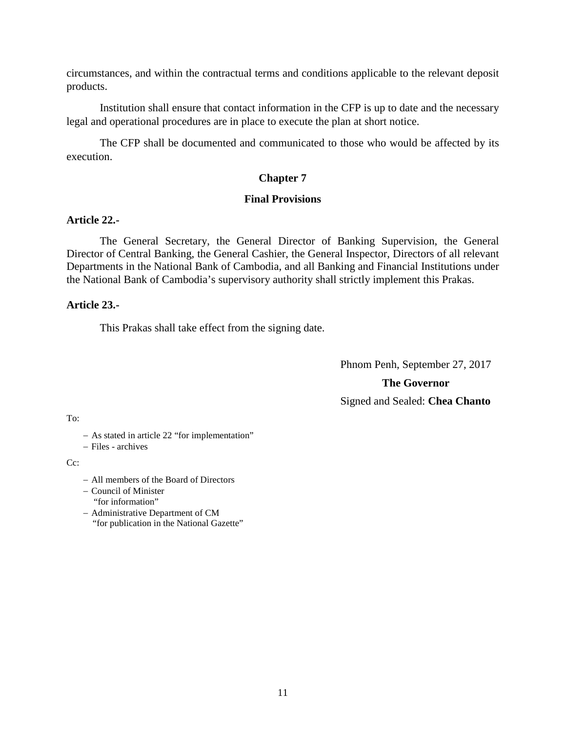circumstances, and within the contractual terms and conditions applicable to the relevant deposit products.

Institution shall ensure that contact information in the CFP is up to date and the necessary legal and operational procedures are in place to execute the plan at short notice.

The CFP shall be documented and communicated to those who would be affected by its execution.

## Chapter 7

## Final Provisions

**Article 22.-**

The General Secretary, the General Director of Banking Supervision, the General Director of Central Banking, the General Cashier, the General Inspector, Directors of all relevant Departments in the National Bank of Cambodia, and all Banking and Financial Institutions under the National Bank of Cambodia's supervisory authority shall strictly implement this Prakas.

**Article 23.-**

This Prakas shall take effect from the signing date.

Phnom Penh, September 27, 2017

**The Governor**

Signed and Sealed: **Chea Chanto**

To:

- As stated in article 22 "for implementation"
- Files - archives

Cc:

- All members of the Board of Directors
- Council of Minister
  "for information"
- Administrative Department of CM
  "for publication in the National Gazette"